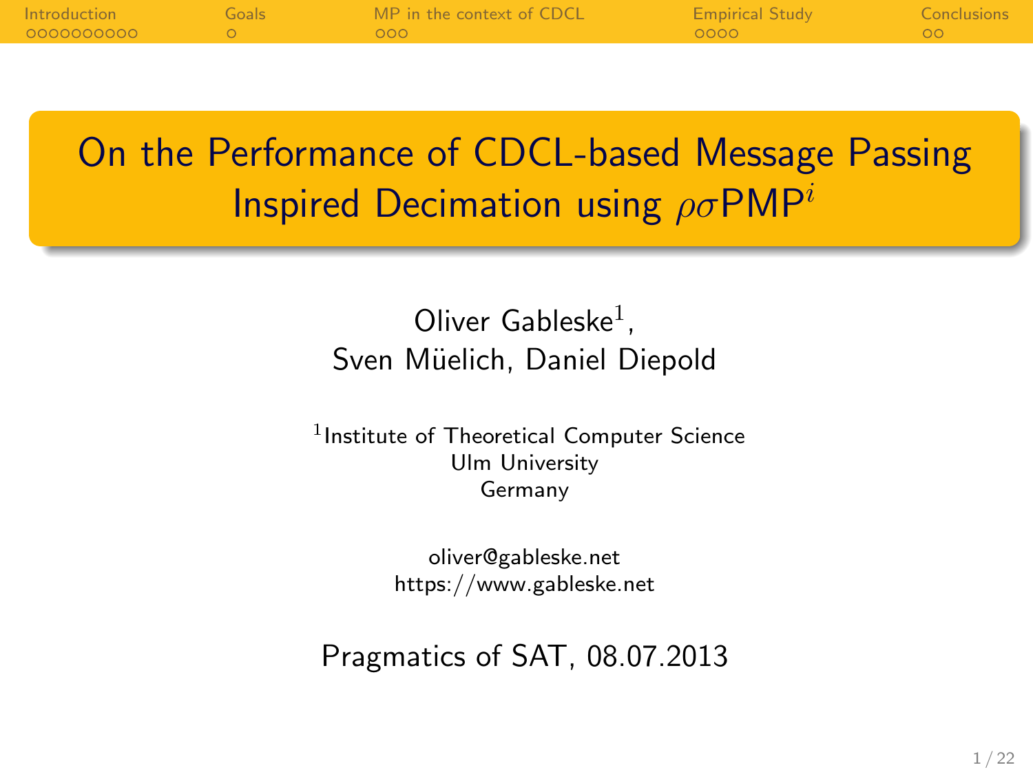# On the Performance of CDCL-based Message Passing Inspired Decimation using $\rho\sigma\text{PMP}^i$

Oliver Gableske[1],
Sven Müelich, Daniel Diepold

[1]Institute of Theoretical Computer Science
Ulm University
Germany

oliver@gableske.net
https://www.gableske.net

Pragmatics of SAT, 08.07.2013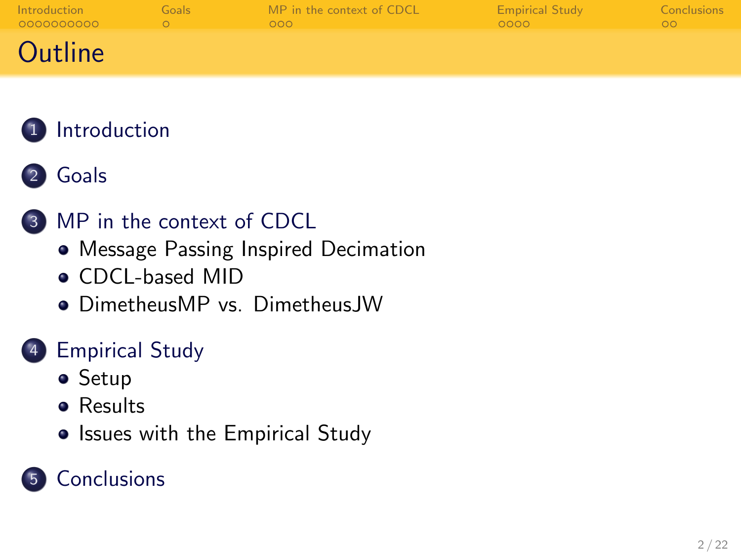# Outline

1. Introduction
2. Goals
3. MP in the context of CDCL
   - Message Passing Inspired Decimation
   - CDCL-based MID
   - DimetheusMP vs. DimetheusJW
4. Empirical Study
   - Setup
   - Results
   - Issues with the Empirical Study
5. Conclusions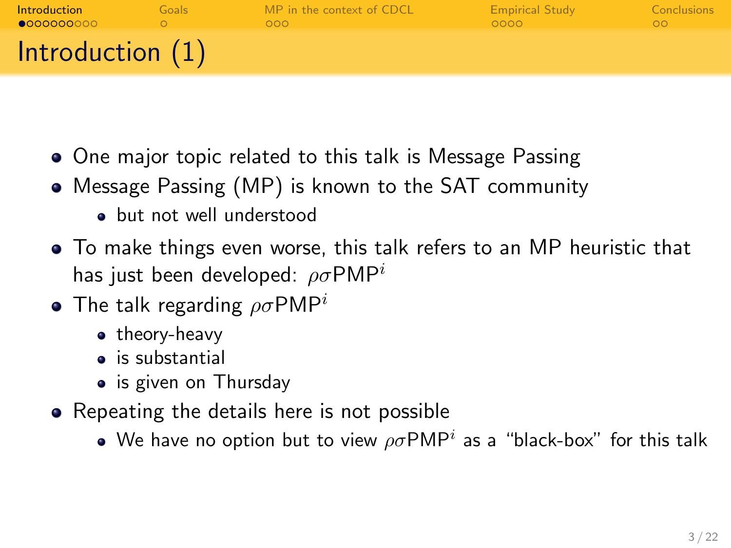# Introduction (1)

- One major topic related to this talk is Message Passing
- Message Passing (MP) is known to the SAT community
  - but not well understood
- To make things even worse, this talk refers to an MP heuristic that has just been developed: $\rho\sigma\text{PMP}^i$
- The talk regarding $\rho\sigma\text{PMP}^i$
  - theory-heavy
  - is substantial
  - is given on Thursday
- Repeating the details here is not possible
  - We have no option but to view $\rho\sigma\text{PMP}^i$ as a "black-box" for this talk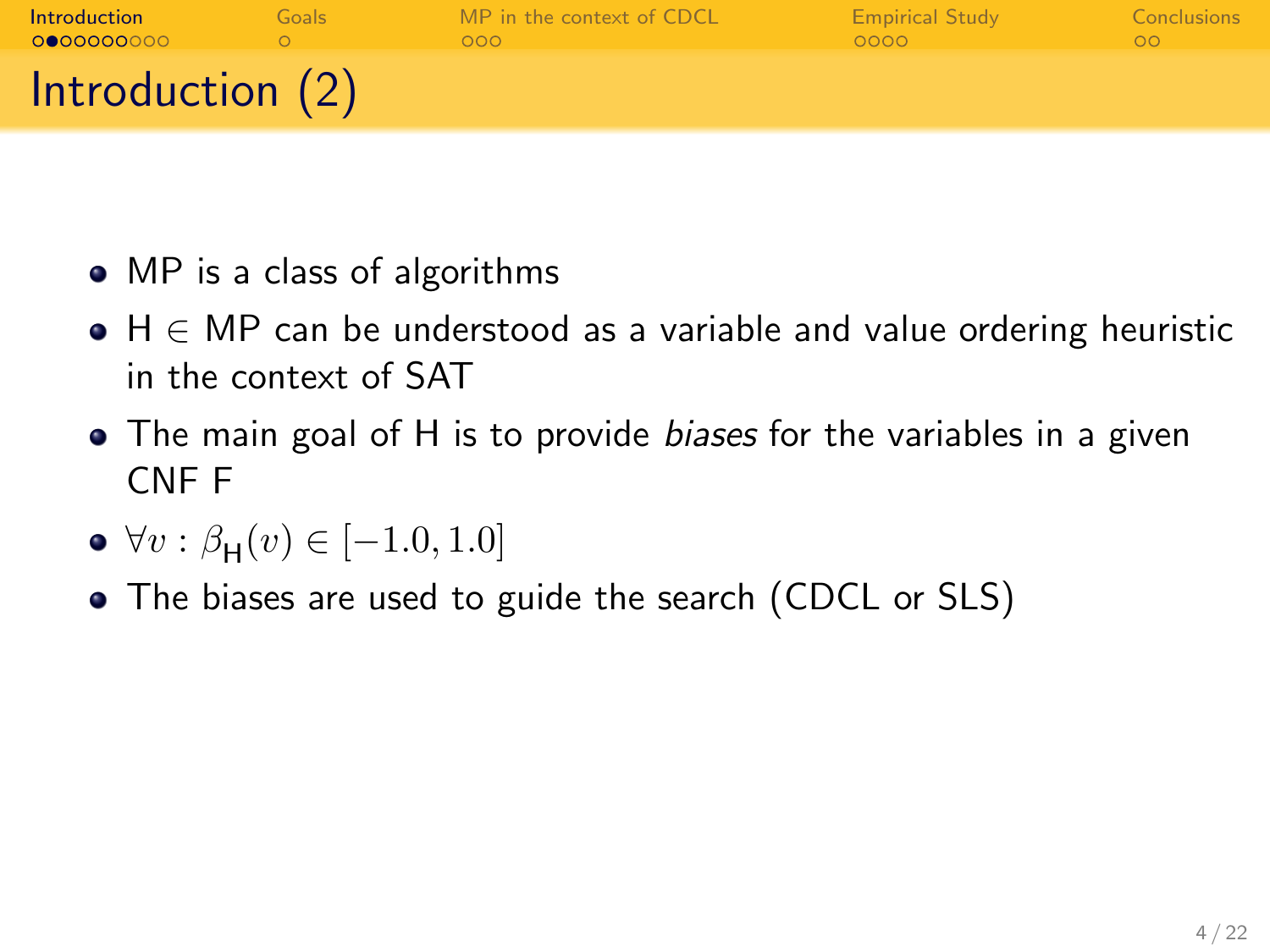# Introduction (2)

- MP is a class of algorithms
- H $\in$ MP can be understood as a variable and value ordering heuristic in the context of SAT
- The main goal of H is to provide *biases* for the variables in a given CNF F
- $\forall v : \beta_{\mathsf{H}}(v) \in [-1.0, 1.0]$
- The biases are used to guide the search (CDCL or SLS)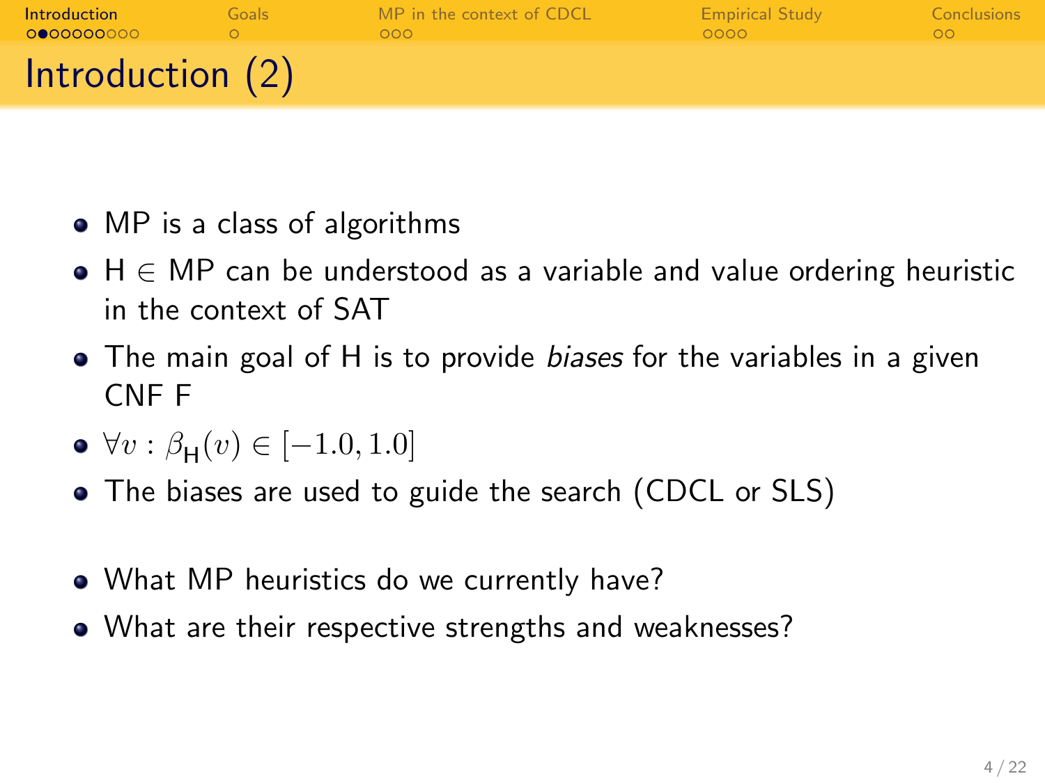# Introduction (2)

- MP is a class of algorithms
- H $\in$ MP can be understood as a variable and value ordering heuristic in the context of SAT
- The main goal of H is to provide *biases* for the variables in a given CNF F
- $\forall v : \beta_{\mathsf{H}}(v) \in [-1.0, 1.0]$
- The biases are used to guide the search (CDCL or SLS)

- What MP heuristics do we currently have?
- What are their respective strengths and weaknesses?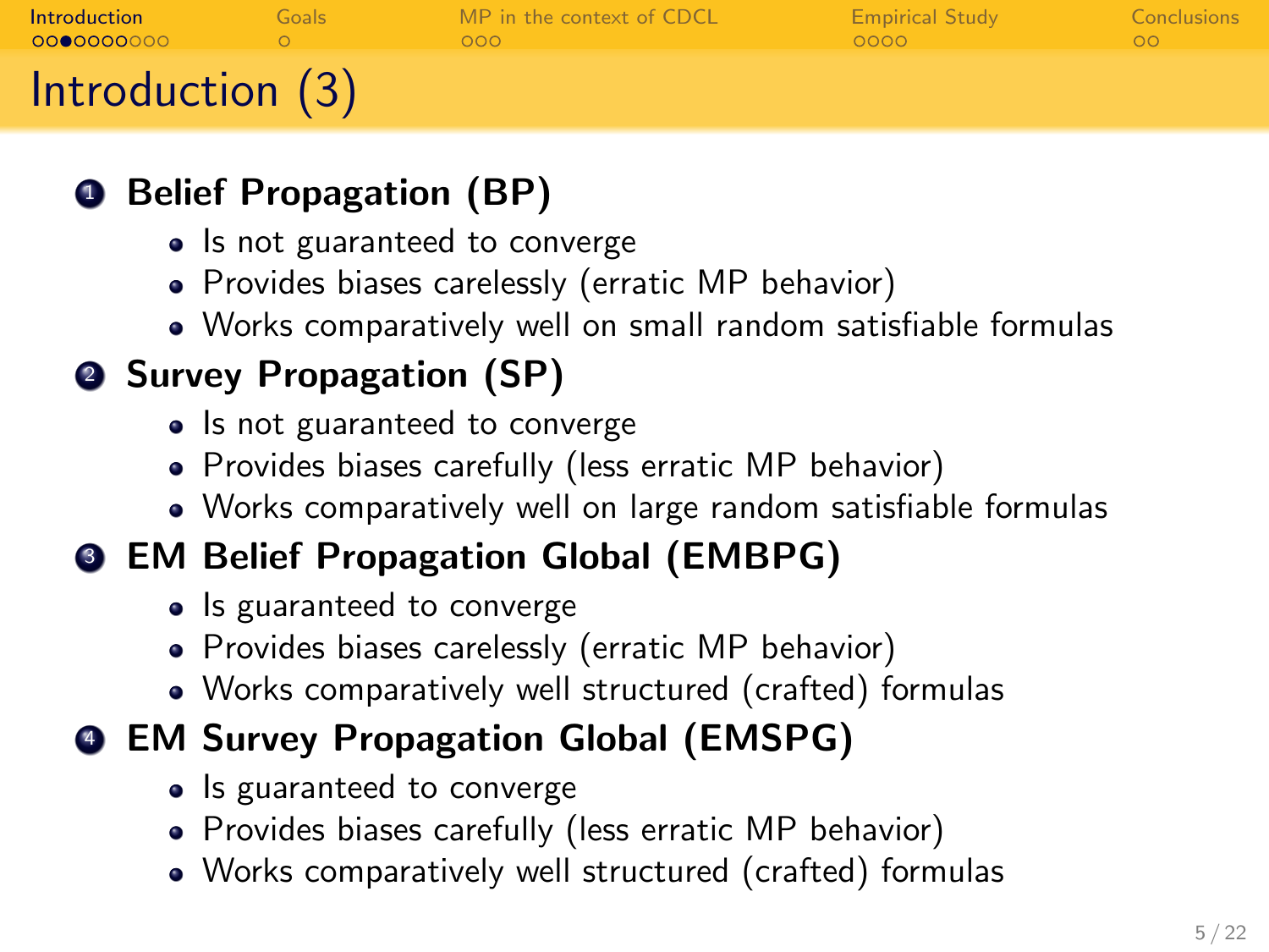# Introduction (3)

1. **Belief Propagation (BP)**
   - Is not guaranteed to converge
   - Provides biases carelessly (erratic MP behavior)
   - Works comparatively well on small random satisfiable formulas
2. **Survey Propagation (SP)**
   - Is not guaranteed to converge
   - Provides biases carefully (less erratic MP behavior)
   - Works comparatively well on large random satisfiable formulas
3. **EM Belief Propagation Global (EMBPG)**
   - Is guaranteed to converge
   - Provides biases carelessly (erratic MP behavior)
   - Works comparatively well structured (crafted) formulas
4. **EM Survey Propagation Global (EMSPG)**
   - Is guaranteed to converge
   - Provides biases carefully (less erratic MP behavior)
   - Works comparatively well structured (crafted) formulas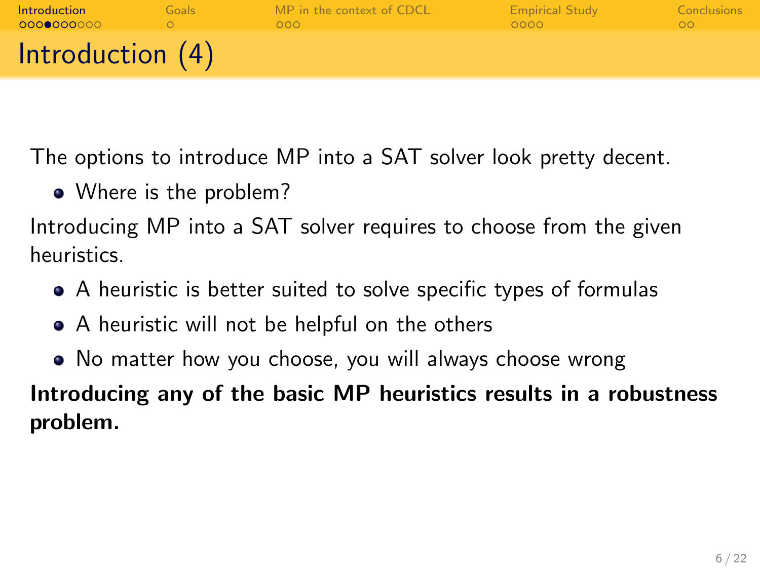# Introduction (4)

The options to introduce MP into a SAT solver look pretty decent.

- Where is the problem?

Introducing MP into a SAT solver requires to choose from the given heuristics.

- A heuristic is better suited to solve specific types of formulas
- A heuristic will not be helpful on the others
- No matter how you choose, you will always choose wrong

**Introducing any of the basic MP heuristics results in a robustness problem.**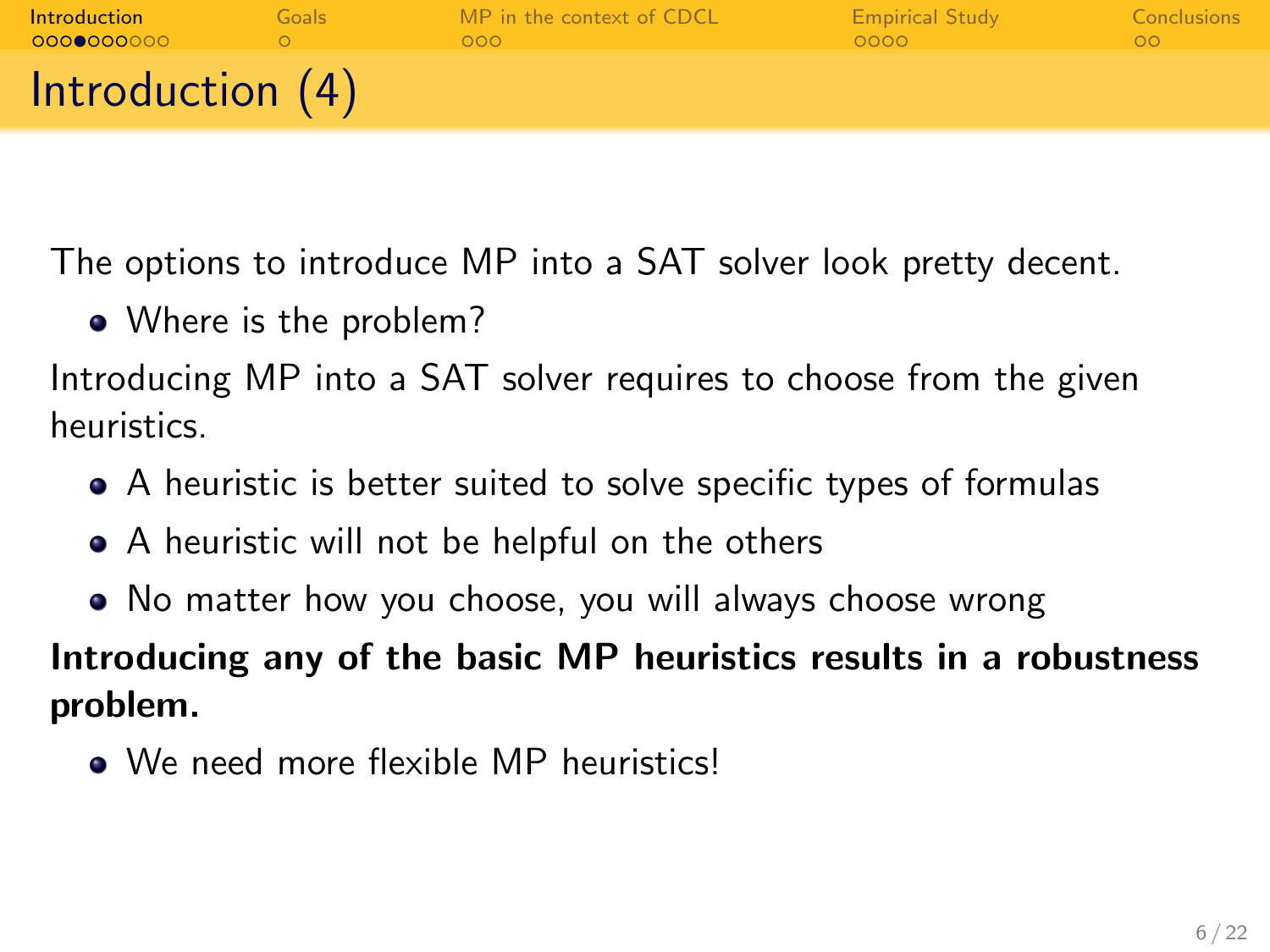# Introduction (4)

The options to introduce MP into a SAT solver look pretty decent.

- Where is the problem?

Introducing MP into a SAT solver requires to choose from the given heuristics.

- A heuristic is better suited to solve specific types of formulas
- A heuristic will not be helpful on the others
- No matter how you choose, you will always choose wrong

**Introducing any of the basic MP heuristics results in a robustness problem.**

- We need more flexible MP heuristics!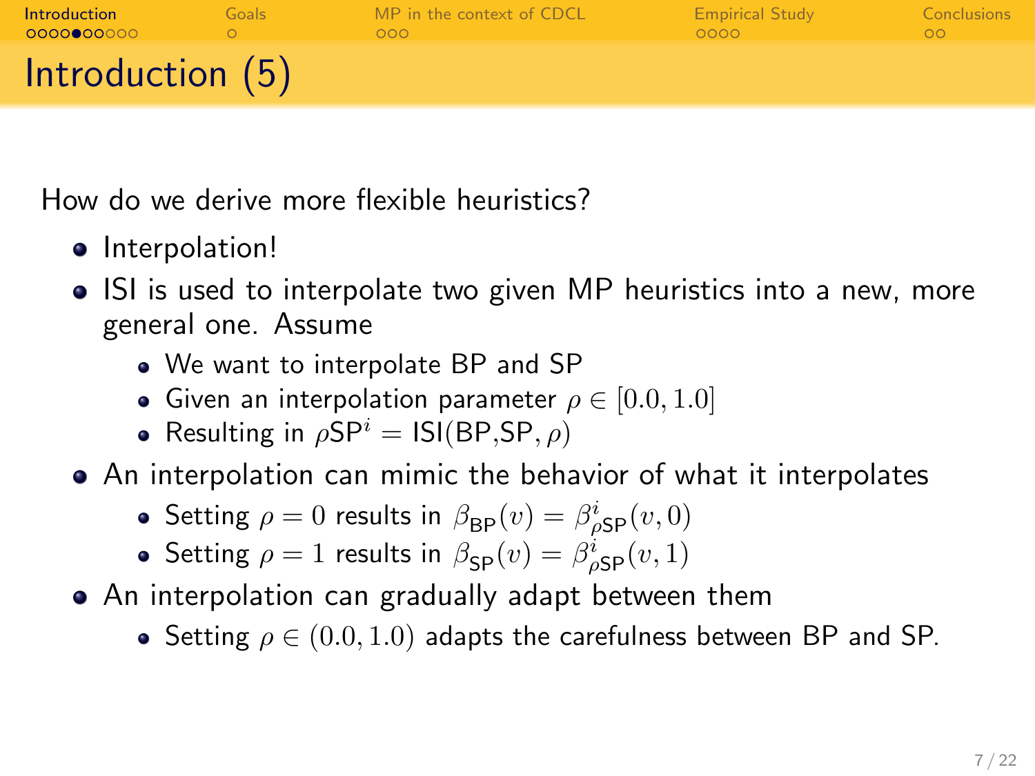# Introduction (5)

How do we derive more flexible heuristics?

- Interpolation!
- ISI is used to interpolate two given MP heuristics into a new, more general one. Assume
  - We want to interpolate BP and SP
  - Given an interpolation parameter $\rho \in [0.0, 1.0]$
  - Resulting in $\rho\mathsf{SP}^i = \mathsf{ISI}(\mathsf{BP},\mathsf{SP},\rho)$
- An interpolation can mimic the behavior of what it interpolates
  - Setting $\rho = 0$ results in $\beta_{\mathsf{BP}}(v) = \beta^i_{\rho\mathsf{SP}}(v, 0)$
  - Setting $\rho = 1$ results in $\beta_{\mathsf{SP}}(v) = \beta^i_{\rho\mathsf{SP}}(v, 1)$
- An interpolation can gradually adapt between them
  - Setting $\rho \in (0.0, 1.0)$ adapts the carefulness between BP and SP.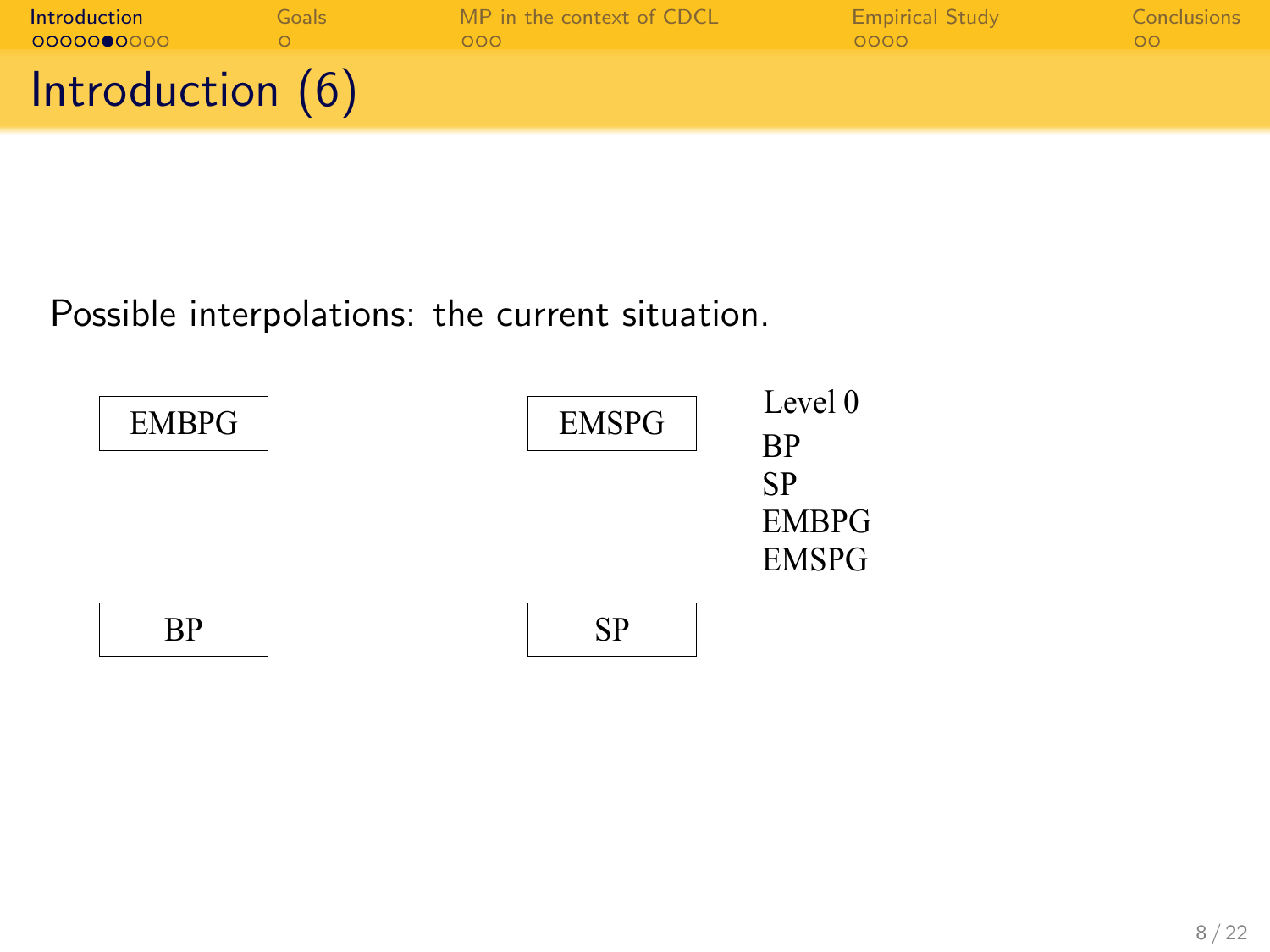# Introduction (6)

Possible interpolations: the current situation.

EMBPG

EMSPG

Level 0

BP

SP

EMBPG

EMSPG

BP

SP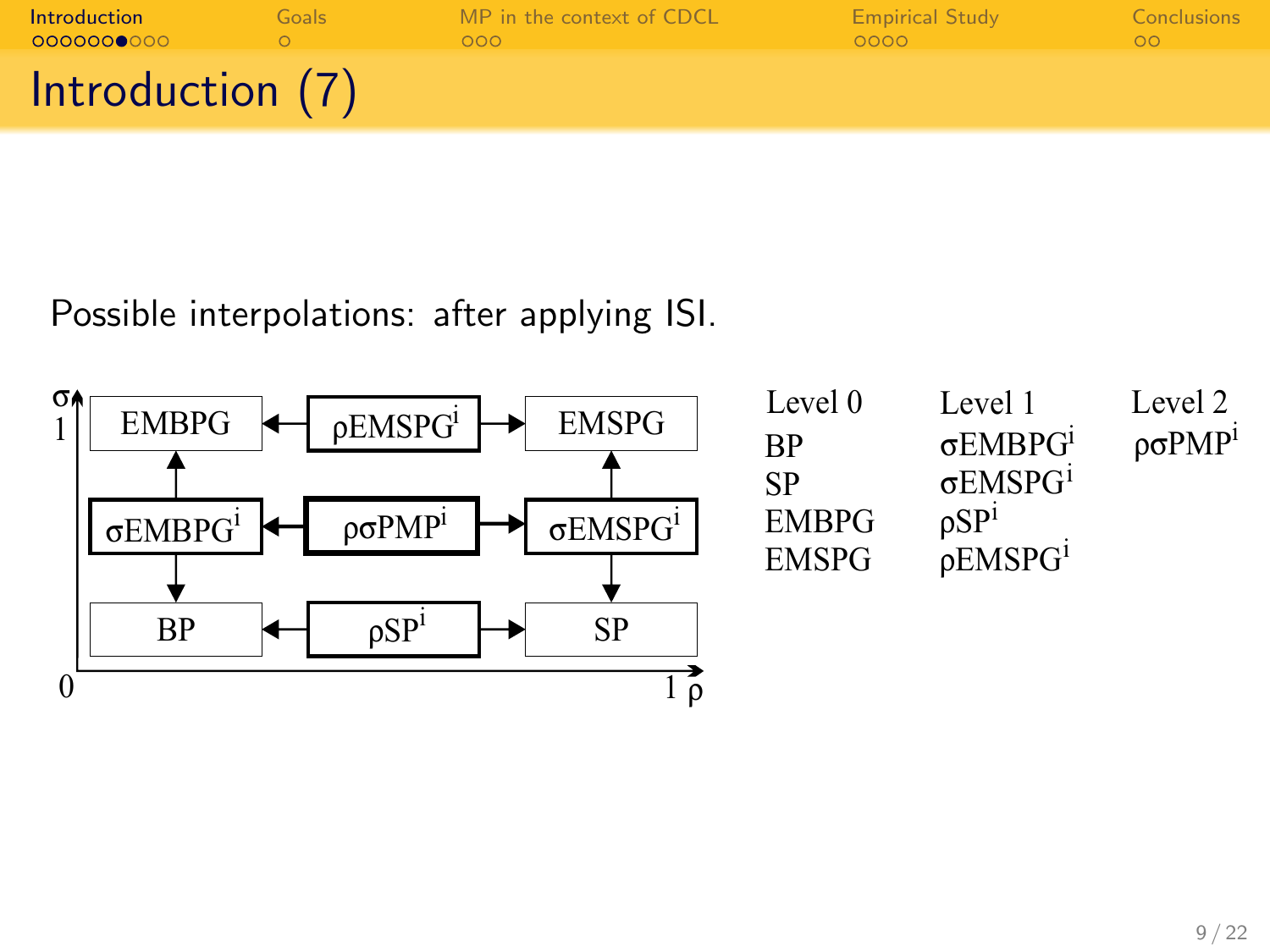# Introduction (7)

Possible interpolations: after applying ISI.

| | | |
|---|---|---|
| EMBPG ← | $\rho$EMSPG$^i$ | → EMSPG |
| ↑ | | ↑ |
| $\sigma$EMBPG$^i$ ← | $\rho\sigma$PMP$^i$ | → $\sigma$EMSPG$^i$ |
| ↓ | | ↓ |
| BP ← | $\rho$SP$^i$ | → SP |

Axes: $\sigma$ (vertical, 0 to 1), $\rho$ (horizontal, 0 to 1)

| Level 0 | Level 1 | Level 2 |
|---|---|---|
| BP | $\sigma$EMBPG$^i$ | $\rho\sigma$PMP$^i$ |
| SP | $\sigma$EMSPG$^i$ | |
| EMBPG | $\rho$SP$^i$ | |
| EMSPG | $\rho$EMSPG$^i$ | |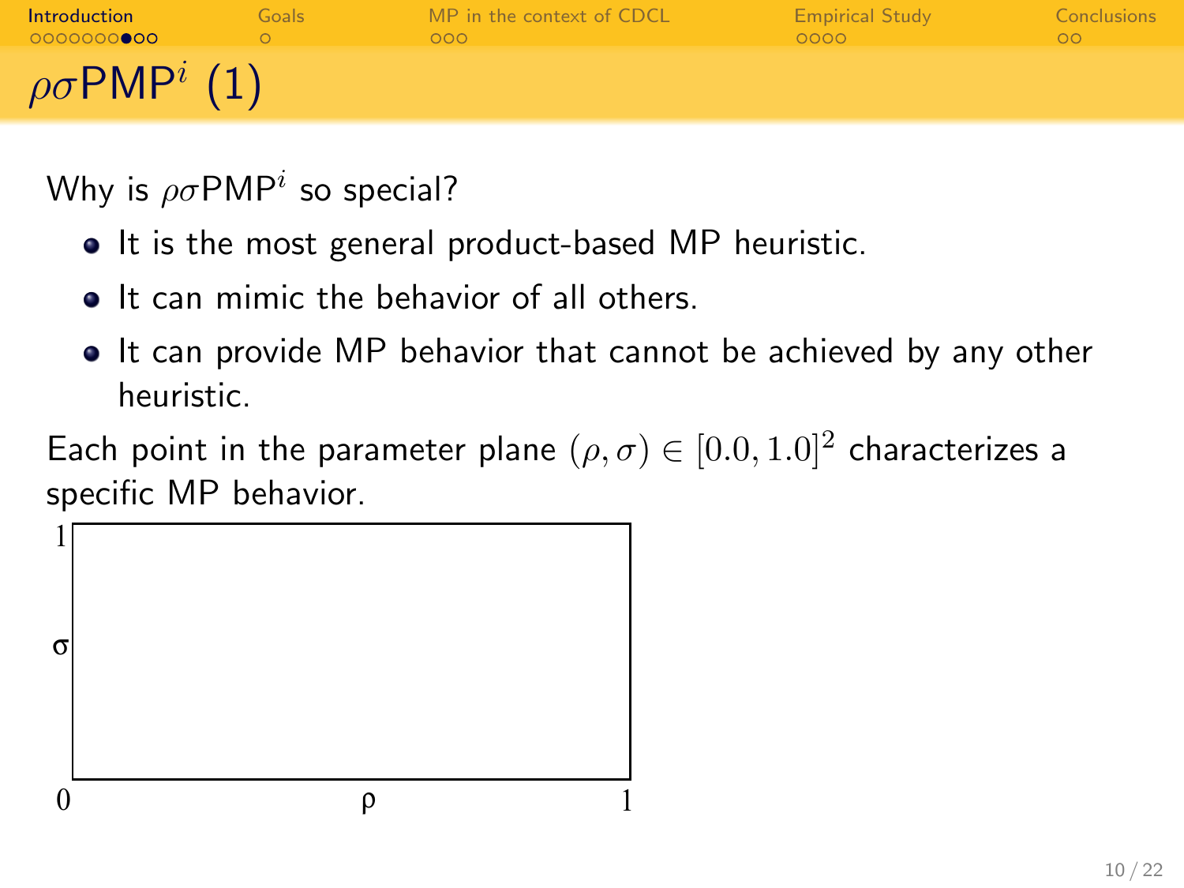# $\rho\sigma\text{PMP}^i$ (1)

Why is $\rho\sigma\text{PMP}^i$ so special?

- It is the most general product-based MP heuristic.
- It can mimic the behavior of all others.
- It can provide MP behavior that cannot be achieved by any other heuristic.

Each point in the parameter plane $(\rho, \sigma) \in [0.0, 1.0]^2$ characterizes a specific MP behavior.

1

σ

0 ρ 1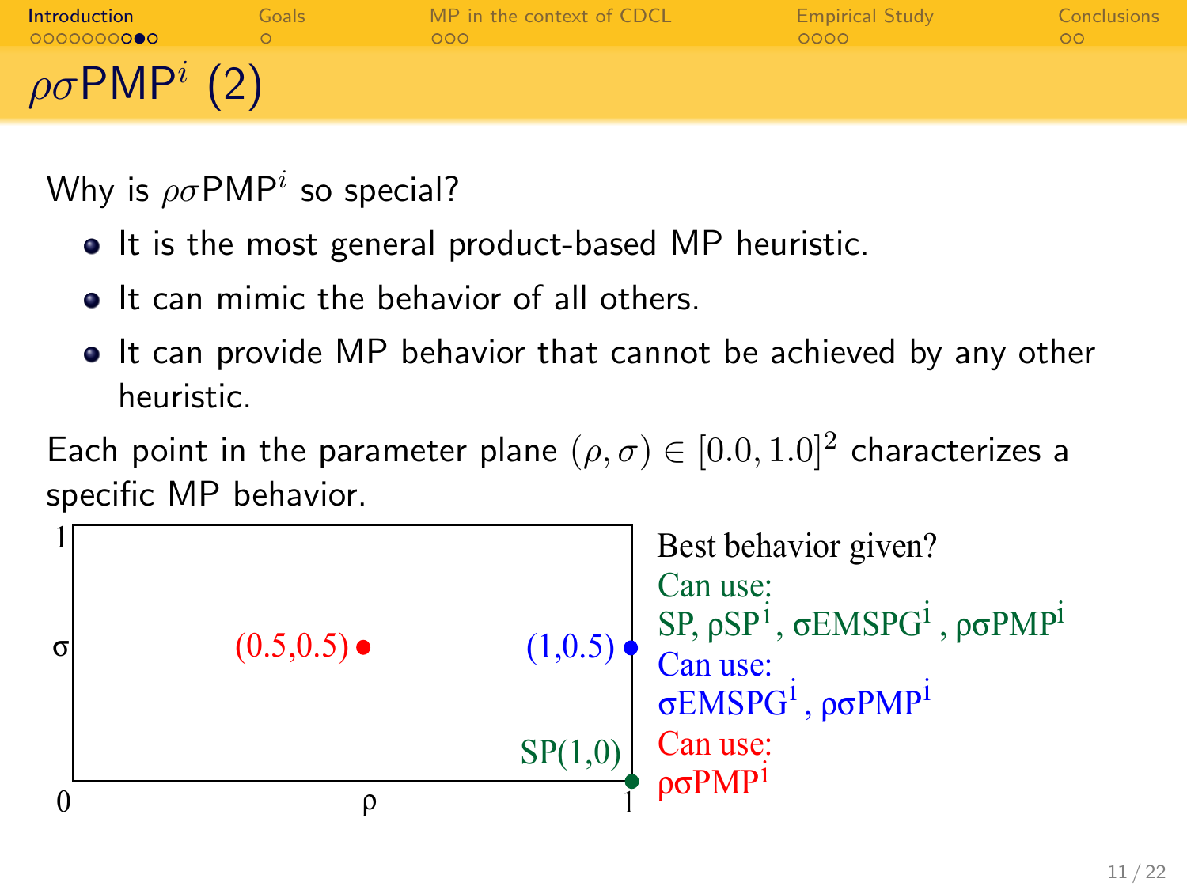# $\rho\sigma\text{PMP}^i$ (2)

Why is $\rho\sigma\text{PMP}^i$ so special?

- It is the most general product-based MP heuristic.
- It can mimic the behavior of all others.
- It can provide MP behavior that cannot be achieved by any other heuristic.

Each point in the parameter plane $(\rho, \sigma) \in [0.0, 1.0]^2$ characterizes a specific MP behavior.

Best behavior given?

- SP(1,0): Can use: SP, $\rho\text{SP}^i$, $\sigma\text{EMSPG}^i$, $\rho\sigma\text{PMP}^i$
- (1,0.5): Can use: $\sigma\text{EMSPG}^i$, $\rho\sigma\text{PMP}^i$
- (0.5,0.5): Can use: $\rho\sigma\text{PMP}^i$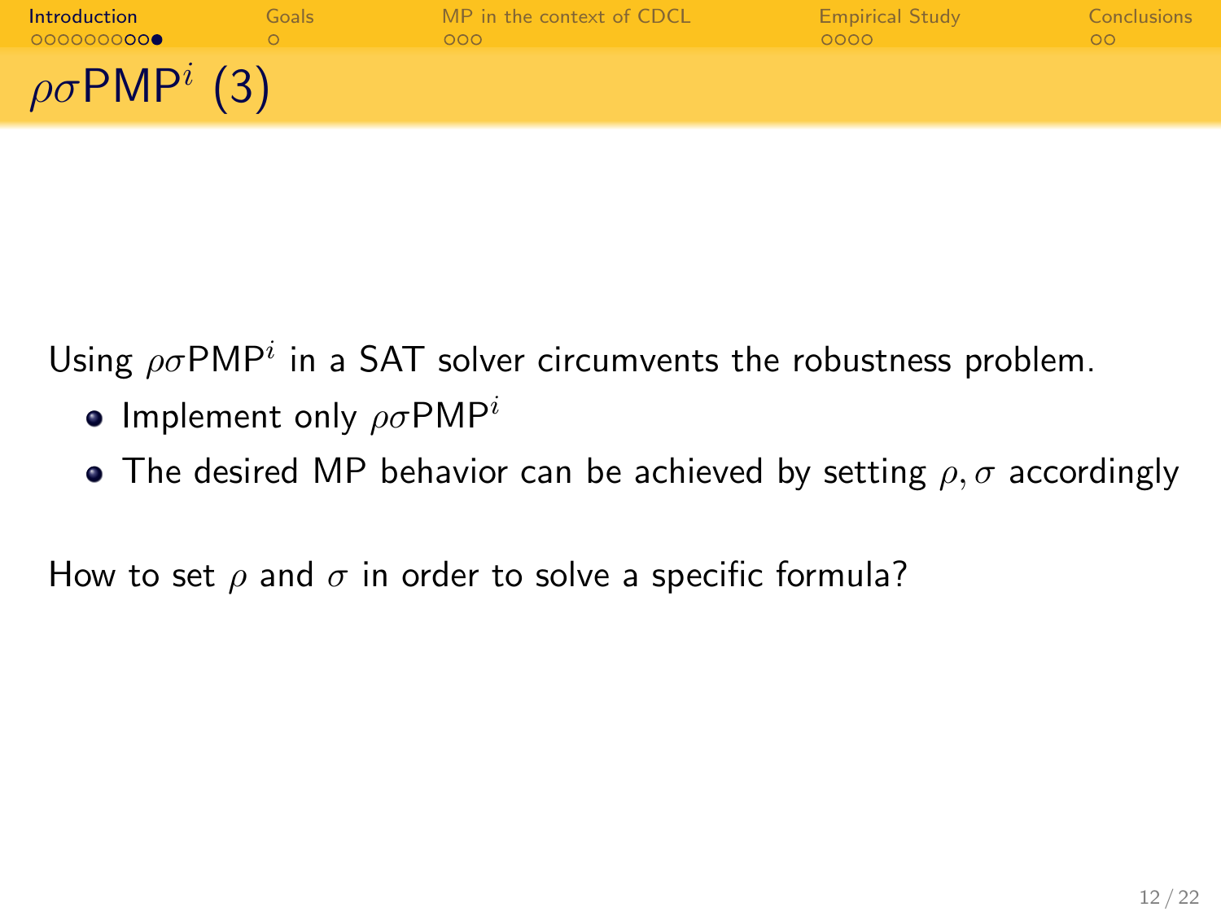# $\rho\sigma\text{PMP}^i$ (3)

Using $\rho\sigma\text{PMP}^i$ in a SAT solver circumvents the robustness problem.

- Implement only $\rho\sigma\text{PMP}^i$
- The desired MP behavior can be achieved by setting $\rho, \sigma$ accordingly

How to set $\rho$ and $\sigma$ in order to solve a specific formula?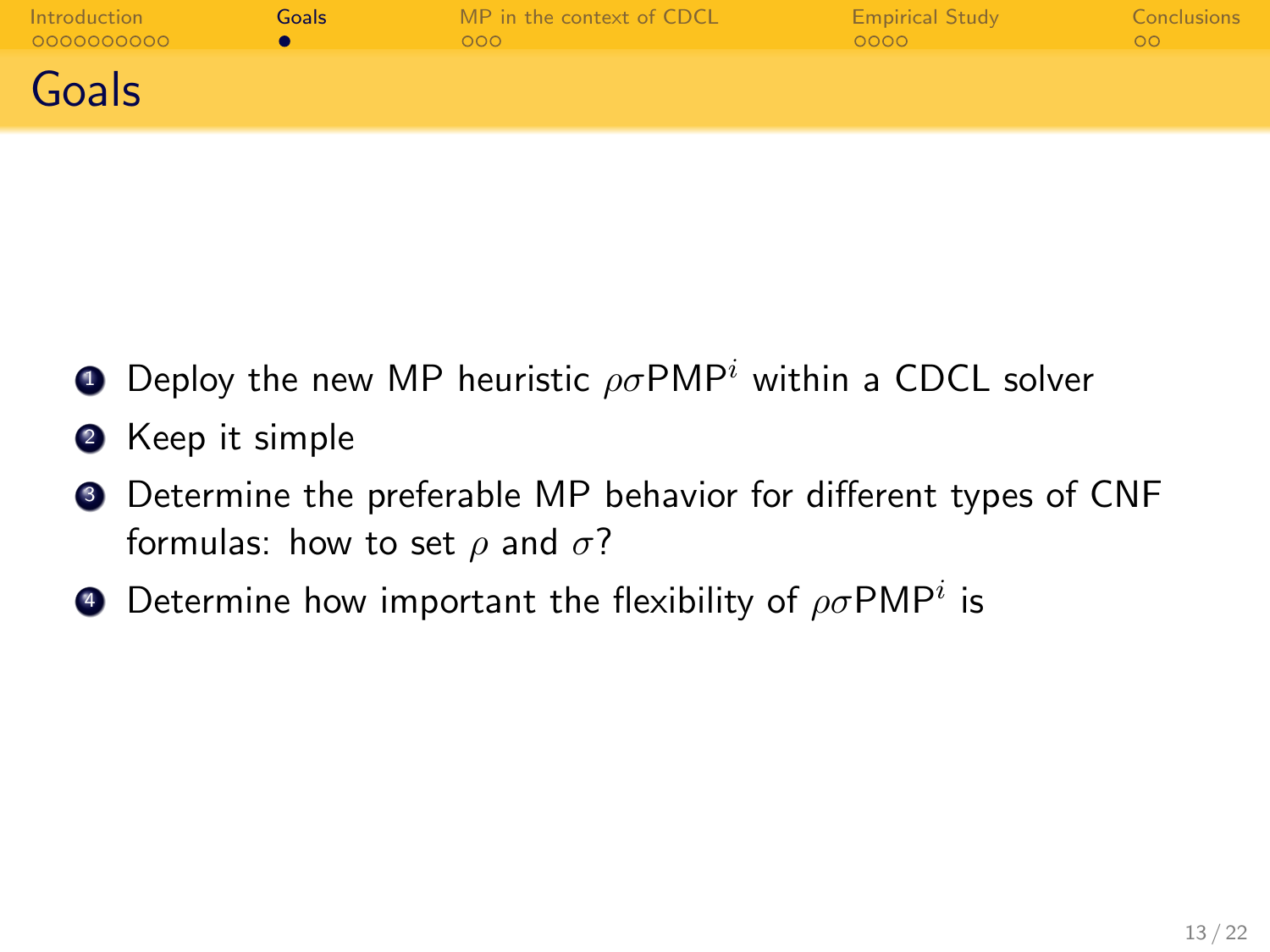# Goals

1. Deploy the new MP heuristic $\rho\sigma\text{PMP}^i$ within a CDCL solver
2. Keep it simple
3. Determine the preferable MP behavior for different types of CNF formulas: how to set $\rho$ and $\sigma$?
4. Determine how important the flexibility of $\rho\sigma\text{PMP}^i$ is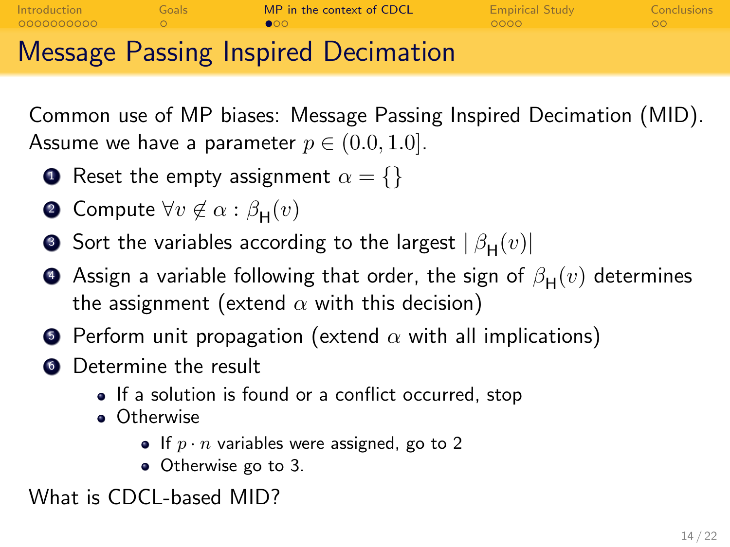# Message Passing Inspired Decimation

Common use of MP biases: Message Passing Inspired Decimation (MID). Assume we have a parameter $p \in (0.0, 1.0]$.

1. Reset the empty assignment $\alpha = \{\}$
2. Compute $\forall v \notin \alpha : \beta_{\mathsf{H}}(v)$
3. Sort the variables according to the largest $|\beta_{\mathsf{H}}(v)|$
4. Assign a variable following that order, the sign of $\beta_{\mathsf{H}}(v)$ determines the assignment (extend $\alpha$ with this decision)
5. Perform unit propagation (extend $\alpha$ with all implications)
6. Determine the result
   - If a solution is found or a conflict occurred, stop
   - Otherwise
     - If $p \cdot n$ variables were assigned, go to 2
     - Otherwise go to 3.

What is CDCL-based MID?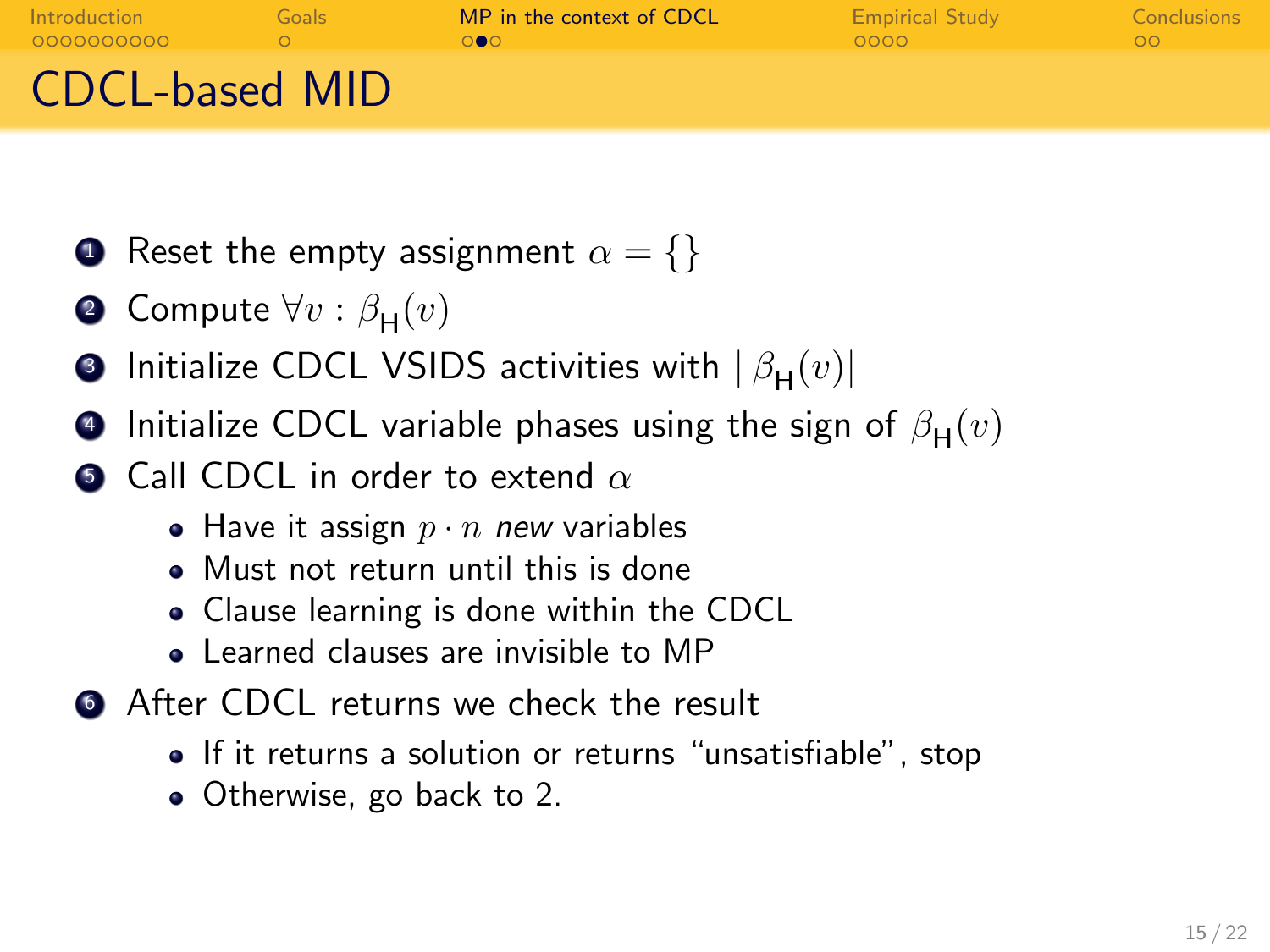# CDCL-based MID

1. Reset the empty assignment $\alpha = \{\}$
2. Compute $\forall v : \beta_{\mathsf{H}}(v)$
3. Initialize CDCL VSIDS activities with $|\beta_{\mathsf{H}}(v)|$
4. Initialize CDCL variable phases using the sign of $\beta_{\mathsf{H}}(v)$
5. Call CDCL in order to extend $\alpha$
   - Have it assign $p \cdot n$ *new* variables
   - Must not return until this is done
   - Clause learning is done within the CDCL
   - Learned clauses are invisible to MP
6. After CDCL returns we check the result
   - If it returns a solution or returns "unsatisfiable", stop
   - Otherwise, go back to 2.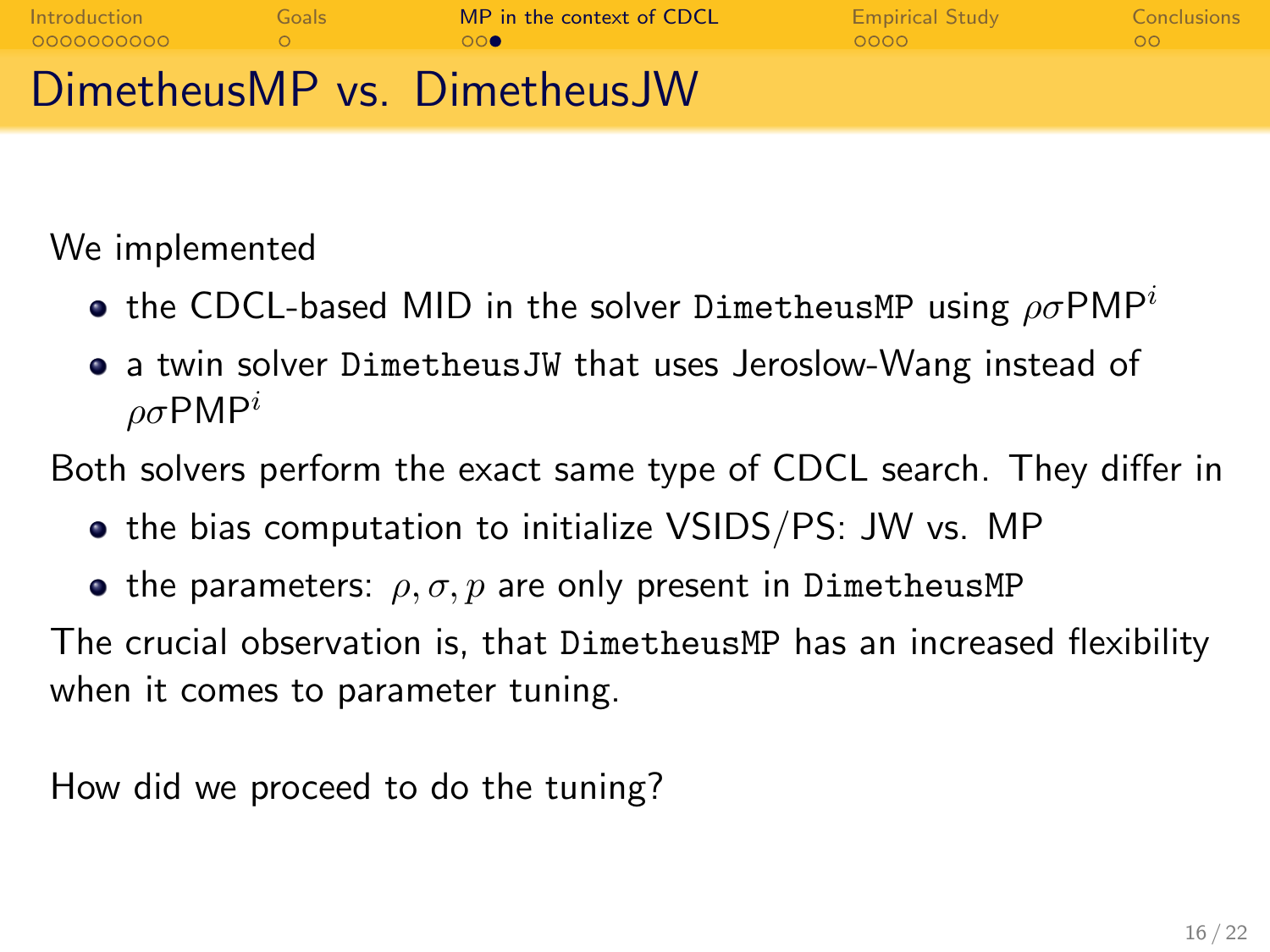# DimetheusMP vs. DimetheusJW

We implemented

- the CDCL-based MID in the solver `DimetheusMP` using $\rho\sigma\text{PMP}^i$
- a twin solver `DimetheusJW` that uses Jeroslow-Wang instead of $\rho\sigma\text{PMP}^i$

Both solvers perform the exact same type of CDCL search. They differ in

- the bias computation to initialize VSIDS/PS: JW vs. MP
- the parameters: $\rho, \sigma, p$ are only present in `DimetheusMP`

The crucial observation is, that `DimetheusMP` has an increased flexibility when it comes to parameter tuning.

How did we proceed to do the tuning?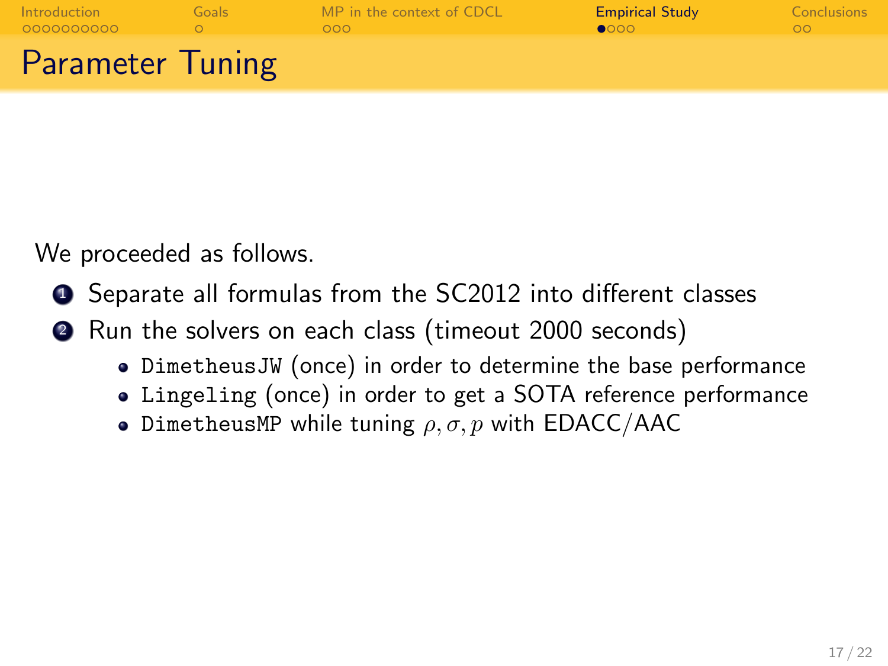# Parameter Tuning

We proceeded as follows.

1. Separate all formulas from the SC2012 into different classes
2. Run the solvers on each class (timeout 2000 seconds)
   - `DimetheusJW` (once) in order to determine the base performance
   - `Lingeling` (once) in order to get a SOTA reference performance
   - `DimetheusMP` while tuning $\rho, \sigma, p$ with EDACC/AAC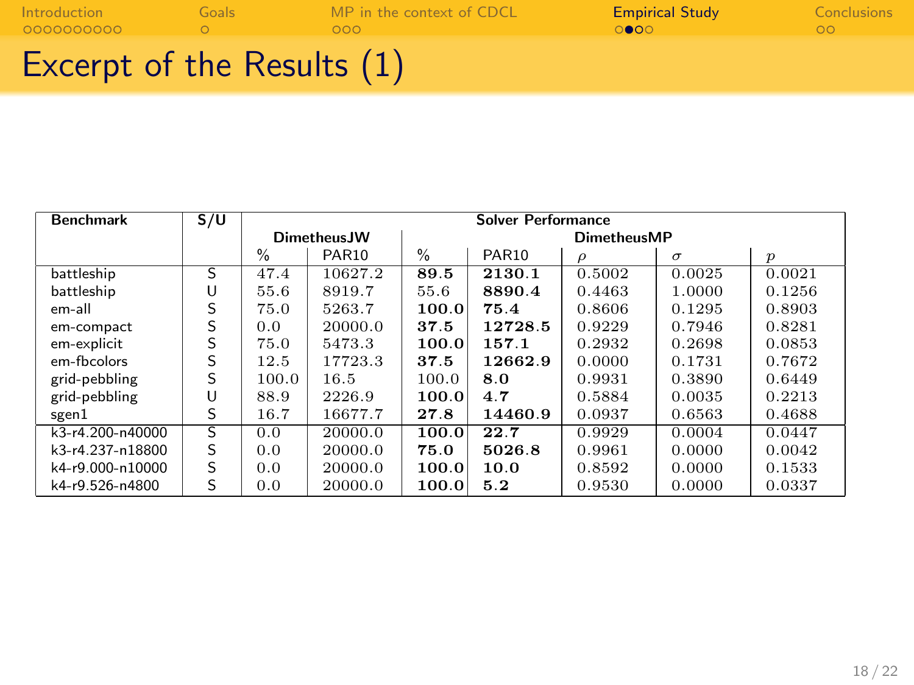# Excerpt of the Results (1)

| Benchmark | S/U | Solver Performance | | | | | | |
|---|---|---|---|---|---|---|---|---|
| | | DimetheusJW | | DimetheusMP | | | | |
| | | % | PAR10 | % | PAR10 | $\rho$ | $\sigma$ | $p$ |
| battleship | S | 47.4 | 10627.2 | **89.5** | **2130.1** | 0.5002 | 0.0025 | 0.0021 |
| battleship | U | 55.6 | 8919.7 | 55.6 | **8890.4** | 0.4463 | 1.0000 | 0.1256 |
| em-all | S | 75.0 | 5263.7 | **100.0** | **75.4** | 0.8606 | 0.1295 | 0.8903 |
| em-compact | S | 0.0 | 20000.0 | **37.5** | **12728.5** | 0.9229 | 0.7946 | 0.8281 |
| em-explicit | S | 75.0 | 5473.3 | **100.0** | **157.1** | 0.2932 | 0.2698 | 0.0853 |
| em-fbcolors | S | 12.5 | 17723.3 | **37.5** | **12662.9** | 0.0000 | 0.1731 | 0.7672 |
| grid-pebbling | S | 100.0 | 16.5 | 100.0 | **8.0** | 0.9931 | 0.3890 | 0.6449 |
| grid-pebbling | U | 88.9 | 2226.9 | **100.0** | **4.7** | 0.5884 | 0.0035 | 0.2213 |
| sgen1 | S | 16.7 | 16677.7 | **27.8** | **14460.9** | 0.0937 | 0.6563 | 0.4688 |
| k3-r4.200-n40000 | S | 0.0 | 20000.0 | **100.0** | **22.7** | 0.9929 | 0.0004 | 0.0447 |
| k3-r4.237-n18800 | S | 0.0 | 20000.0 | **75.0** | **5026.8** | 0.9961 | 0.0000 | 0.0042 |
| k4-r9.000-n10000 | S | 0.0 | 20000.0 | **100.0** | **10.0** | 0.8592 | 0.0000 | 0.1533 |
| k4-r9.526-n4800 | S | 0.0 | 20000.0 | **100.0** | **5.2** | 0.9530 | 0.0000 | 0.0337 |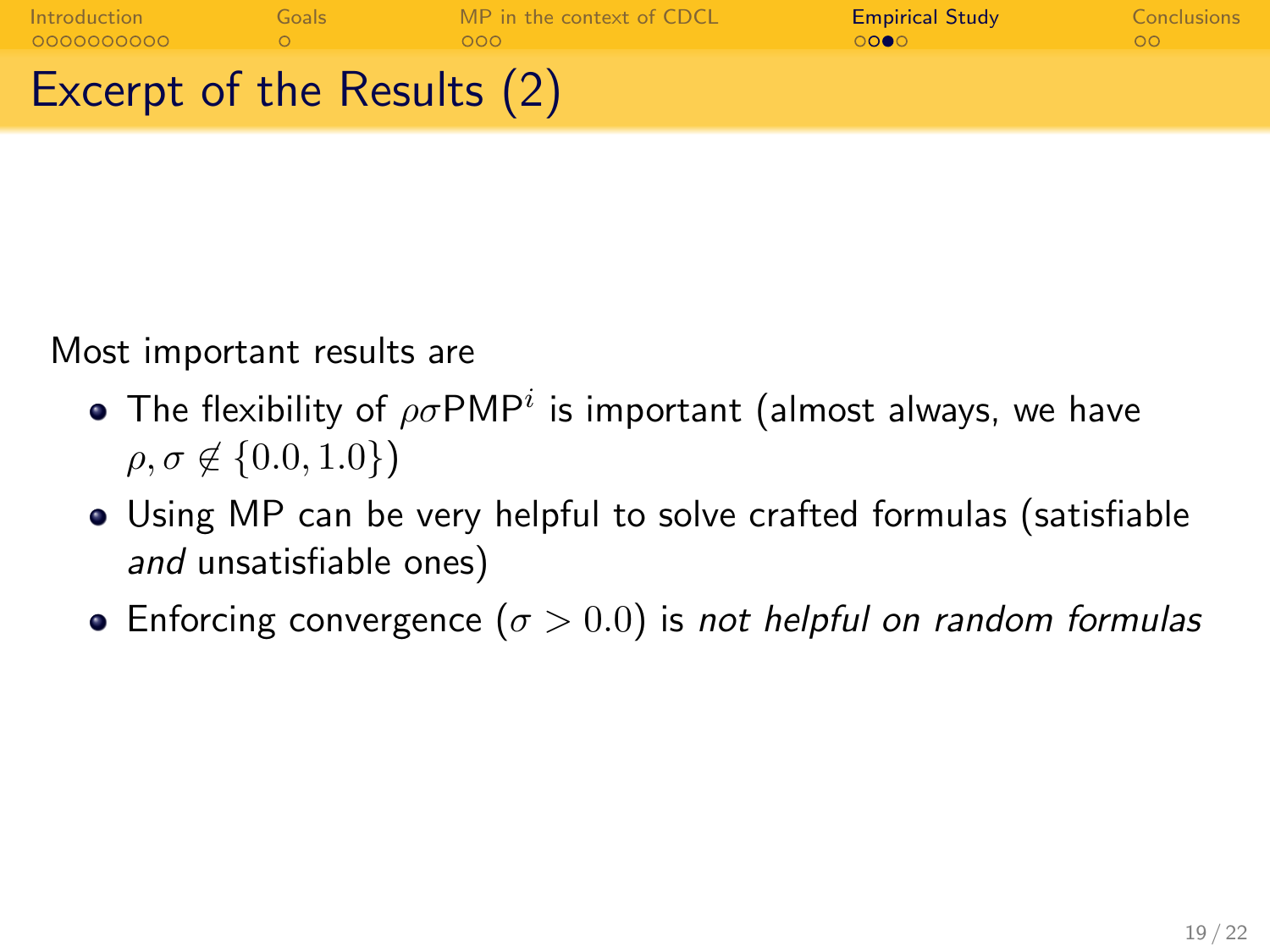# Excerpt of the Results (2)

Most important results are

- The flexibility of $\rho\sigma$PMP$^{i}$ is important (almost always, we have $\rho, \sigma \notin \{0.0, 1.0\}$)
- Using MP can be very helpful to solve crafted formulas (satisfiable *and* unsatisfiable ones)
- Enforcing convergence ($\sigma > 0.0$) is *not helpful on random formulas*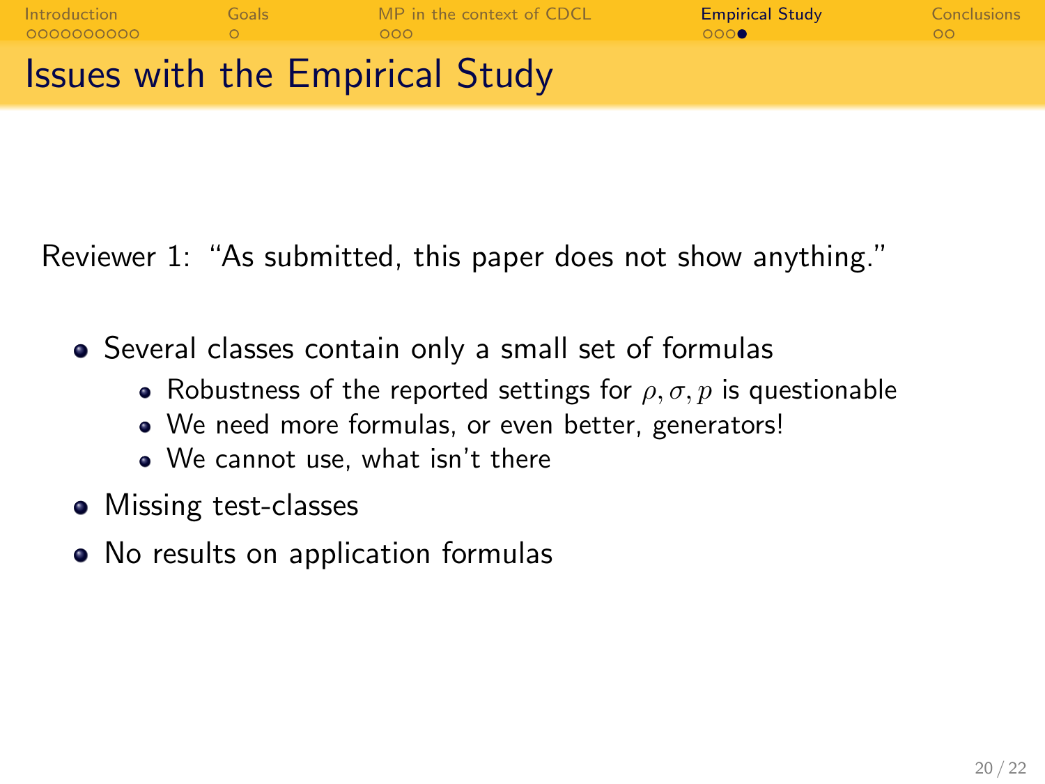# Issues with the Empirical Study

Reviewer 1: "As submitted, this paper does not show anything."

- Several classes contain only a small set of formulas
  - Robustness of the reported settings for $\rho, \sigma, p$ is questionable
  - We need more formulas, or even better, generators!
  - We cannot use, what isn't there
- Missing test-classes
- No results on application formulas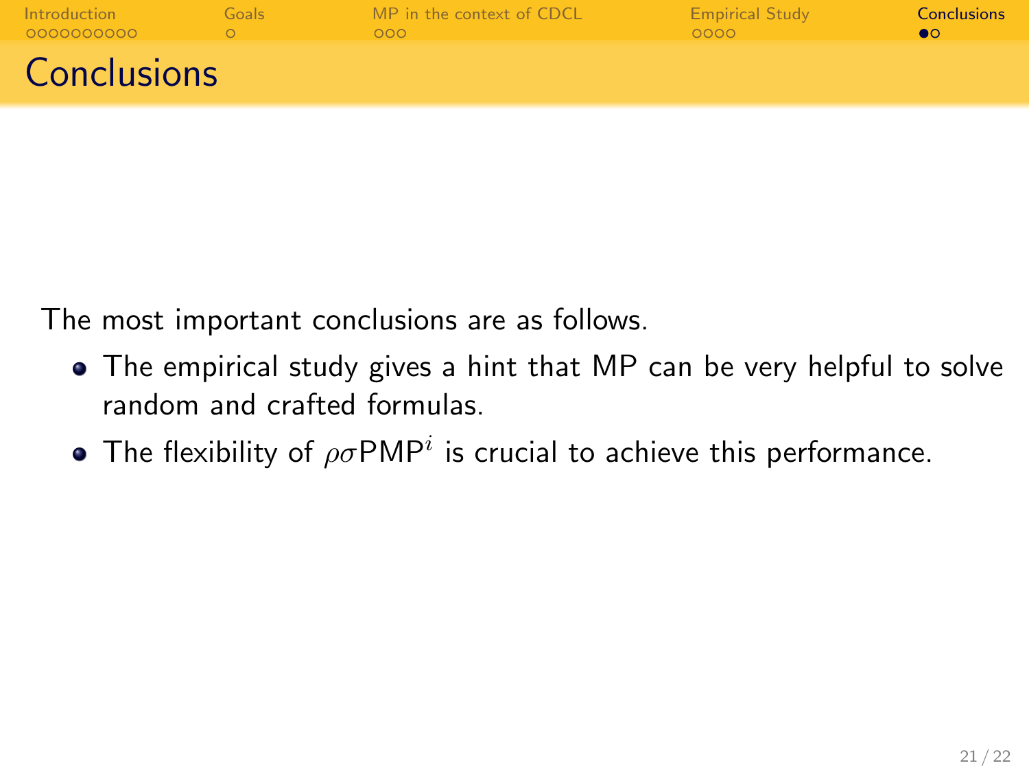# Conclusions

The most important conclusions are as follows.

- The empirical study gives a hint that MP can be very helpful to solve random and crafted formulas.
- The flexibility of $\rho\sigma\text{PMP}^i$ is crucial to achieve this performance.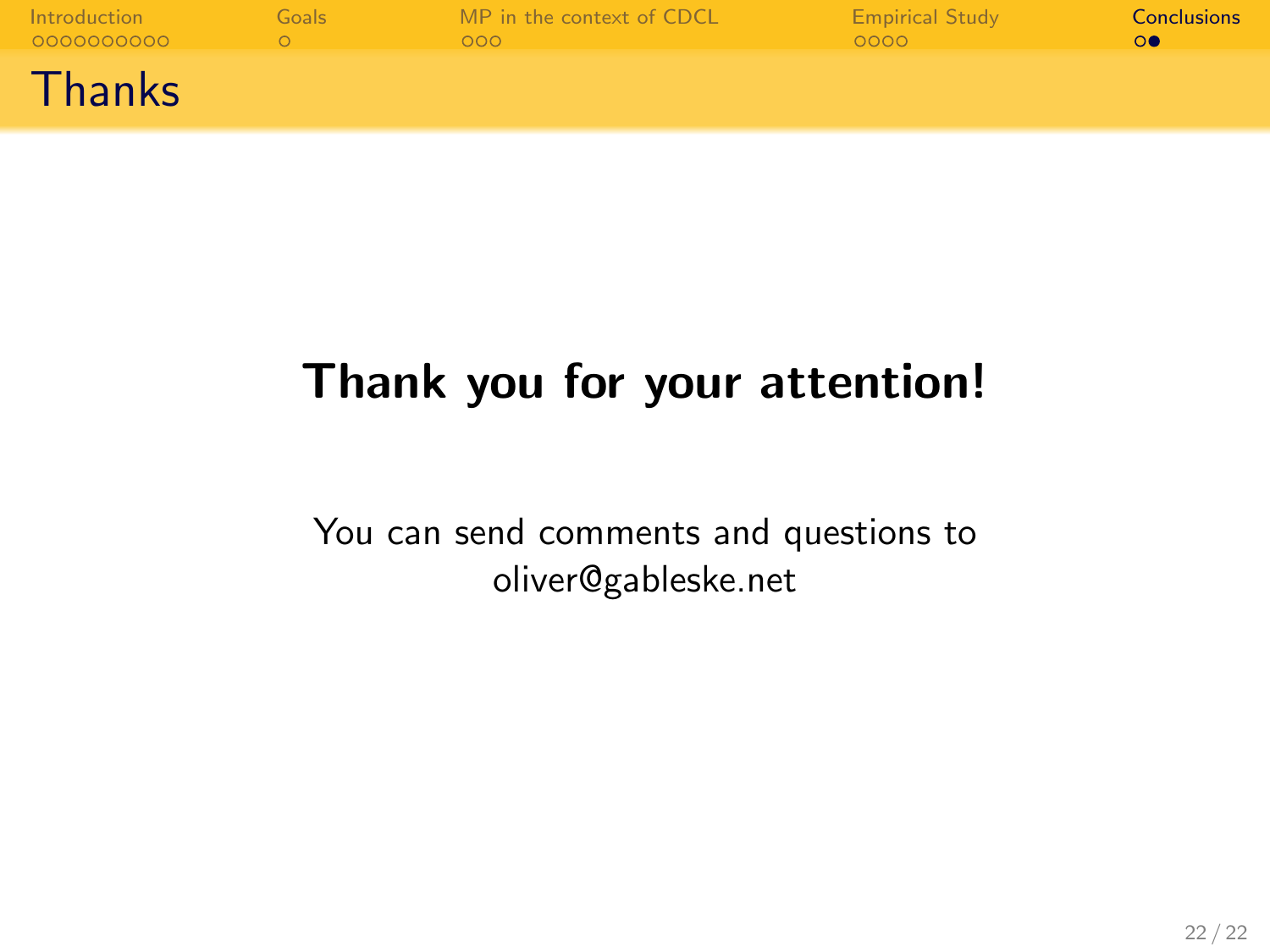# Thanks

**Thank you for your attention!**

You can send comments and questions to oliver@gableske.net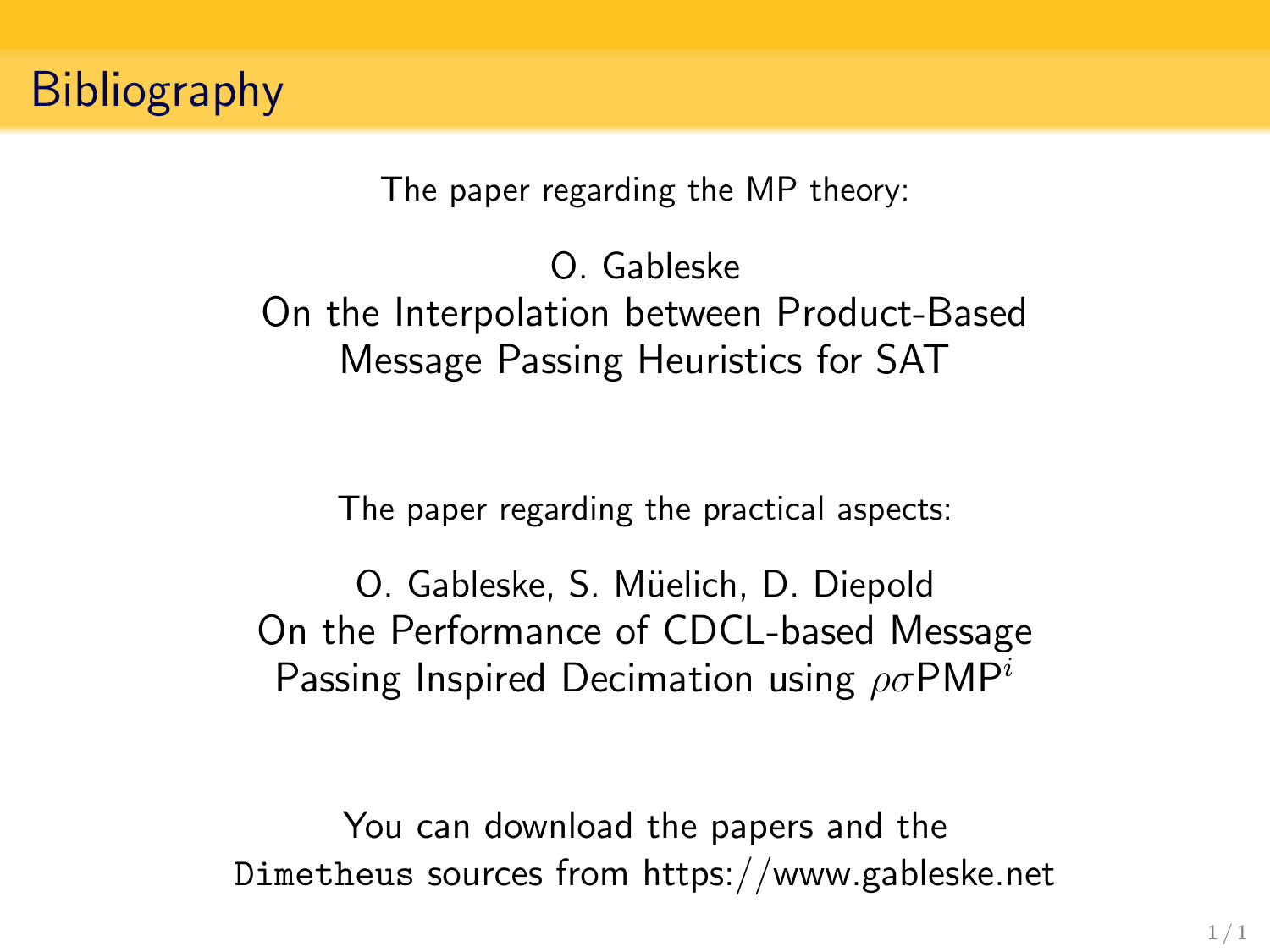# Bibliography

The paper regarding the MP theory:

O. Gableske
On the Interpolation between Product-Based Message Passing Heuristics for SAT

The paper regarding the practical aspects:

O. Gableske, S. Müelich, D. Diepold
On the Performance of CDCL-based Message Passing Inspired Decimation using $\rho\sigma$PMP$^{i}$

You can download the papers and the `Dimetheus` sources from https://www.gableske.net